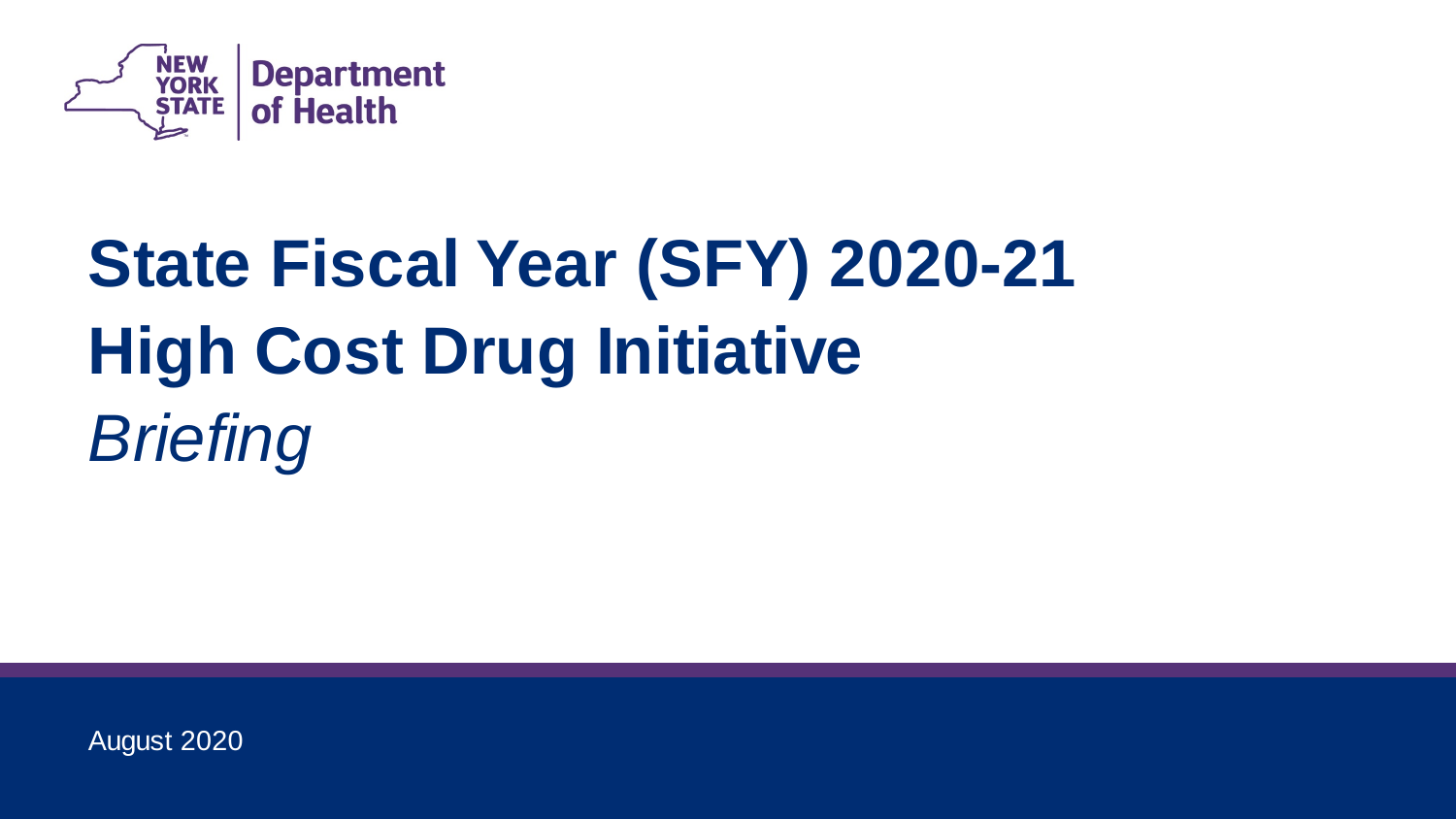NEW YORK STATE | Department of Health

# State Fiscal Year (SFY) 2020-21 High Cost Drug Initiative

*Briefing*

August 2020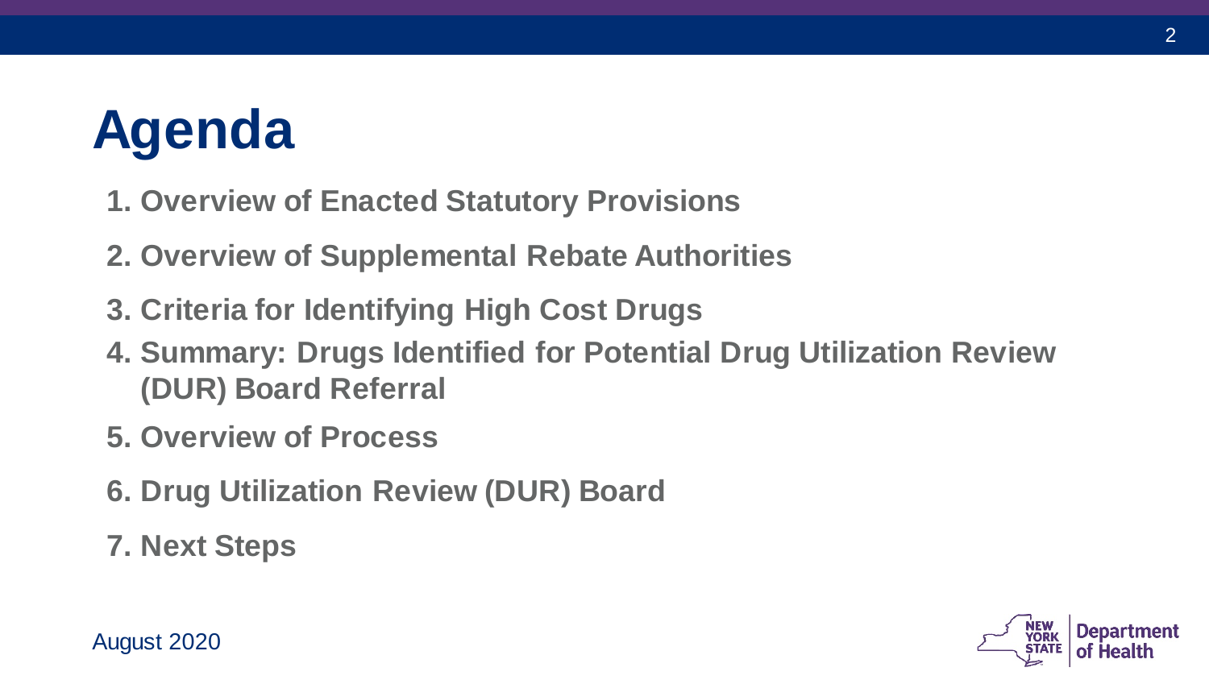# Agenda

1. **Overview of Enacted Statutory Provisions**
2. **Overview of Supplemental Rebate Authorities**
3. **Criteria for Identifying High Cost Drugs**
4. **Summary: Drugs Identified for Potential Drug Utilization Review (DUR) Board Referral**
5. **Overview of Process**
6. **Drug Utilization Review (DUR) Board**
7. **Next Steps**

August 2020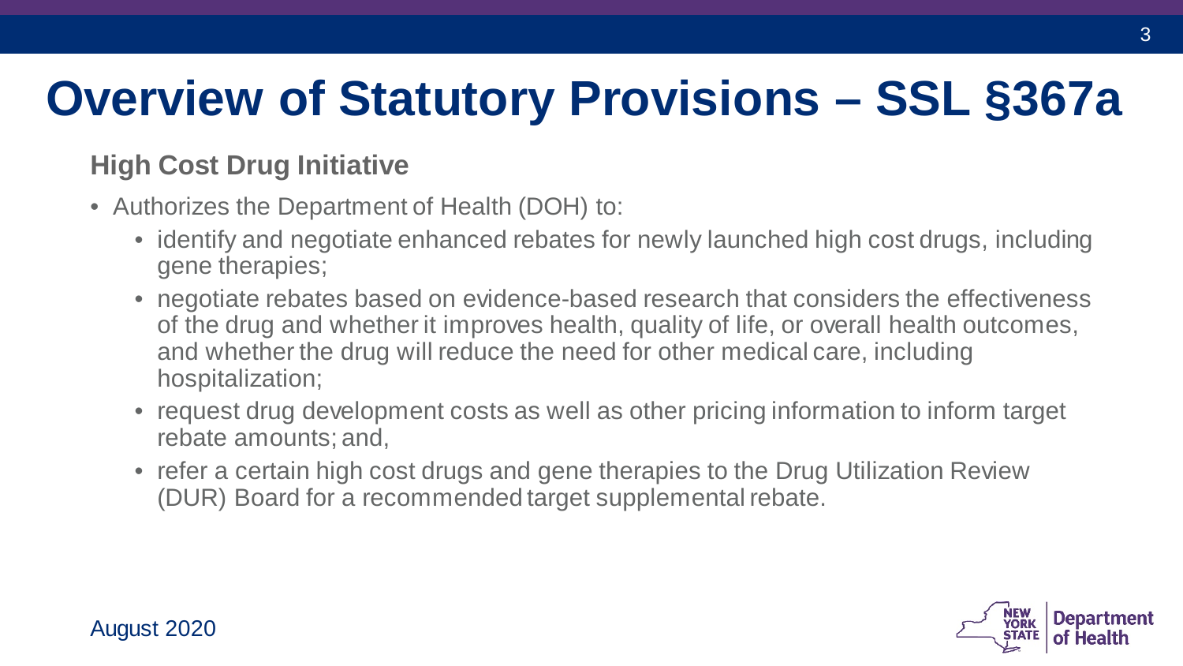# Overview of Statutory Provisions – SSL §367a

## High Cost Drug Initiative

- Authorizes the Department of Health (DOH) to:
  - identify and negotiate enhanced rebates for newly launched high cost drugs, including gene therapies;
  - negotiate rebates based on evidence-based research that considers the effectiveness of the drug and whether it improves health, quality of life, or overall health outcomes, and whether the drug will reduce the need for other medical care, including hospitalization;
  - request drug development costs as well as other pricing information to inform target rebate amounts; and,
  - refer a certain high cost drugs and gene therapies to the Drug Utilization Review (DUR) Board for a recommended target supplemental rebate.

August 2020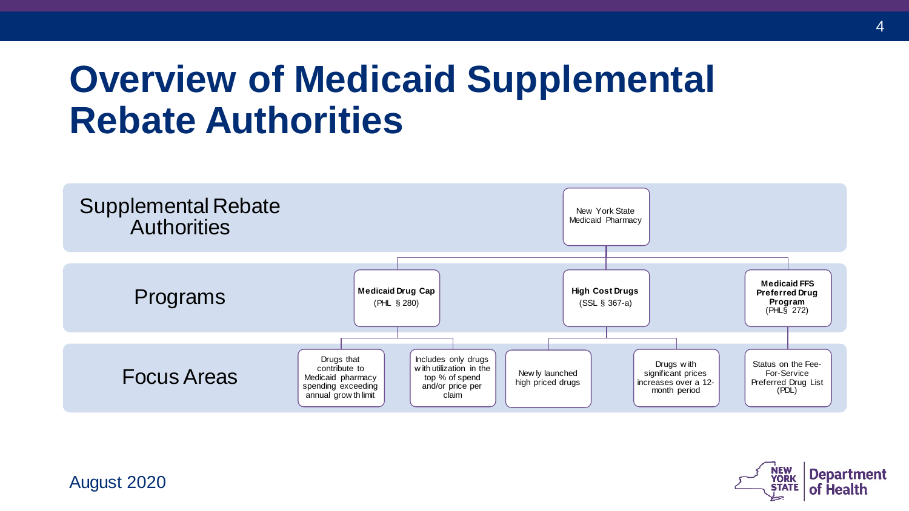# Overview of Medicaid Supplemental Rebate Authorities

**Supplemental Rebate Authorities**

- New York State Medicaid Pharmacy

**Programs**

- **Medicaid Drug Cap** (PHL § 280)
- **High Cost Drugs** (SSL § 367-a)
- **Medicaid FFS Preferred Drug Program** (PHL § 272)

**Focus Areas**

- **Medicaid Drug Cap** (PHL § 280)
  - Drugs that contribute to Medicaid pharmacy spending exceeding annual growth limit
  - Includes only drugs with utilization in the top % of spend and/or price per claim
- **High Cost Drugs** (SSL § 367-a)
  - Newly launched high priced drugs
  - Drugs with significant prices increases over a 12-month period
- **Medicaid FFS Preferred Drug Program** (PHL § 272)
  - Status on the Fee-For-Service Preferred Drug List (PDL)

August 2020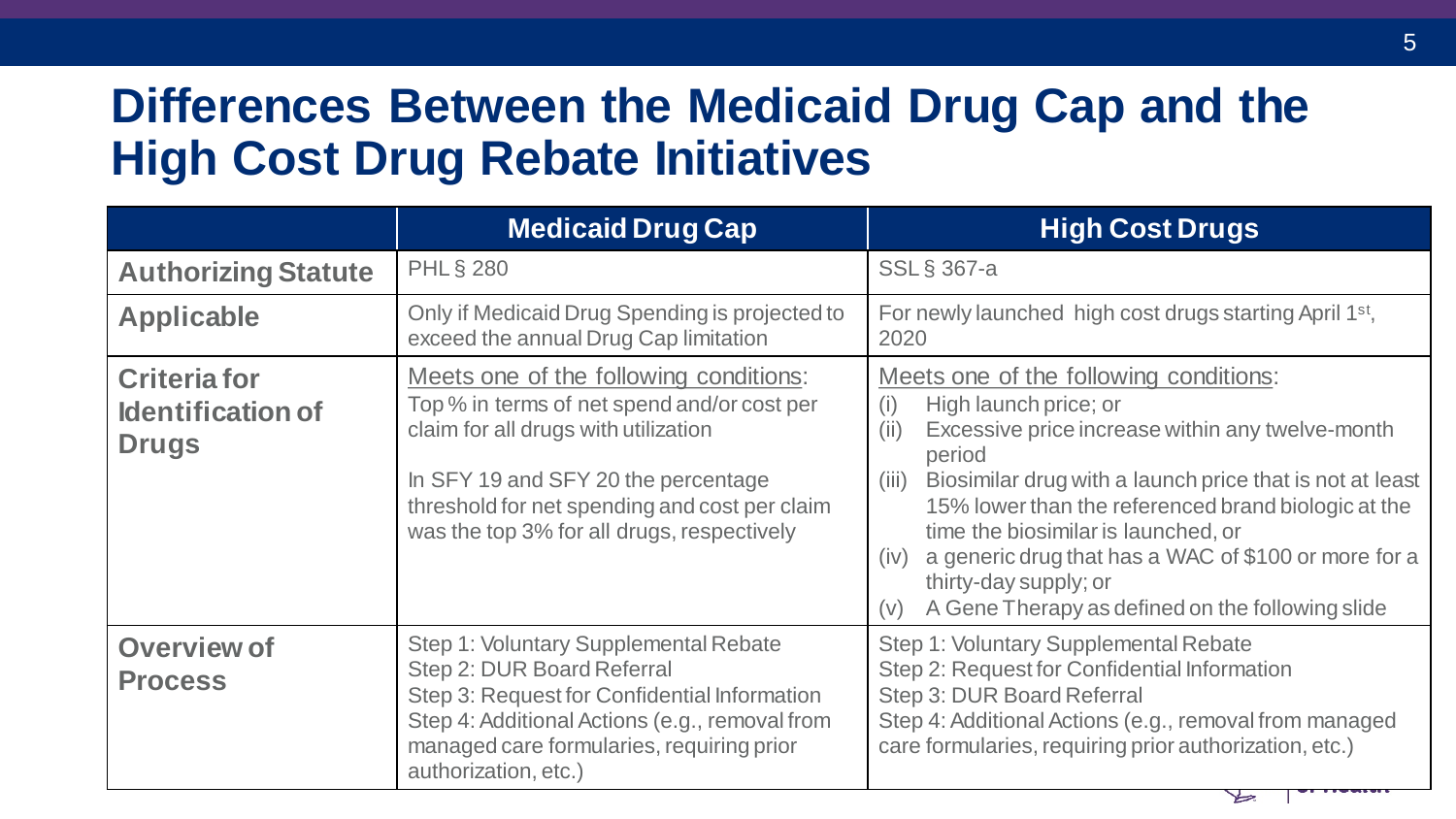# Differences Between the Medicaid Drug Cap and the High Cost Drug Rebate Initiatives

| | Medicaid Drug Cap | High Cost Drugs |
|---|---|---|
| **Authorizing Statute** | PHL § 280 | SSL § 367-a |
| **Applicable** | Only if Medicaid Drug Spending is projected to exceed the annual Drug Cap limitation | For newly launched high cost drugs starting April 1st, 2020 |
| **Criteria for Identification of Drugs** | <u>Meets one of the following conditions</u>:<br>Top % in terms of net spend and/or cost per claim for all drugs with utilization<br><br>In SFY 19 and SFY 20 the percentage threshold for net spending and cost per claim was the top 3% for all drugs, respectively | <u>Meets one of the following conditions</u>:<br>(i) High launch price; or<br>(ii) Excessive price increase within any twelve-month period<br>(iii) Biosimilar drug with a launch price that is not at least 15% lower than the referenced brand biologic at the time the biosimilar is launched, or<br>(iv) a generic drug that has a WAC of $100 or more for a thirty-day supply; or<br>(v) A Gene Therapy as defined on the following slide |
| **Overview of Process** | Step 1: Voluntary Supplemental Rebate<br>Step 2: DUR Board Referral<br>Step 3: Request for Confidential Information<br>Step 4: Additional Actions (e.g., removal from managed care formularies, requiring prior authorization, etc.) | Step 1: Voluntary Supplemental Rebate<br>Step 2: Request for Confidential Information<br>Step 3: DUR Board Referral<br>Step 4: Additional Actions (e.g., removal from managed care formularies, requiring prior authorization, etc.) |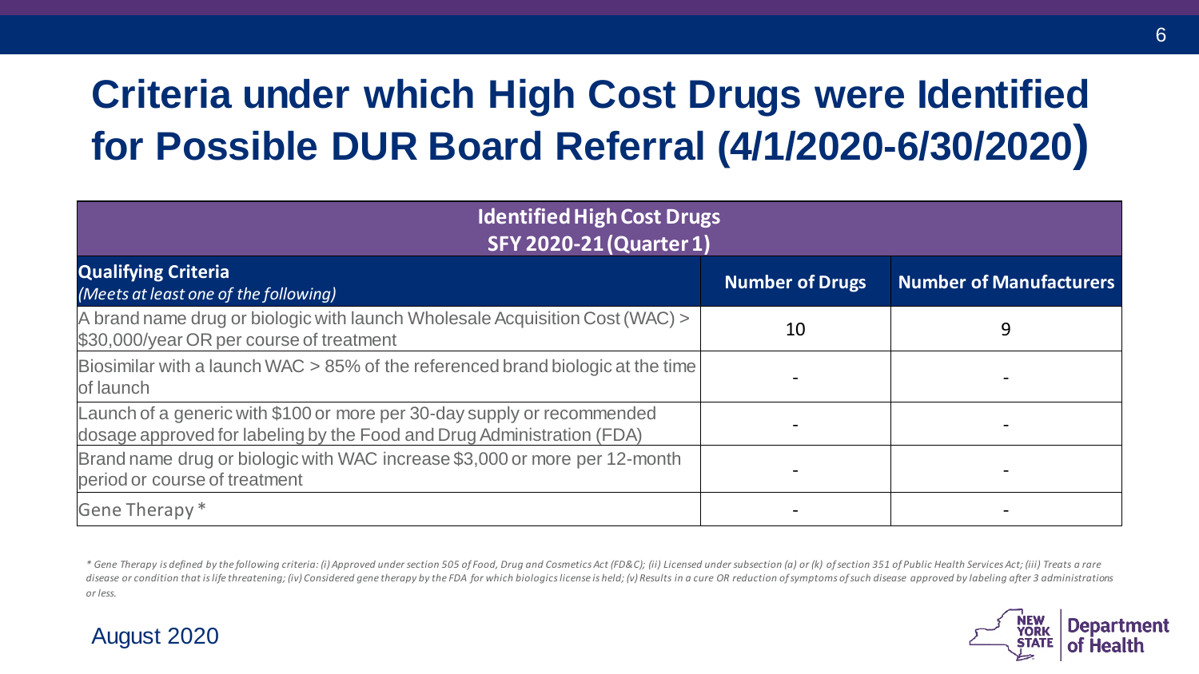# Criteria under which High Cost Drugs were Identified for Possible DUR Board Referral (4/1/2020-6/30/2020)

| Identified High Cost Drugs SFY 2020-21 (Quarter 1) | | |
|---|---|---|
| **Qualifying Criteria** *(Meets at least one of the following)* | **Number of Drugs** | **Number of Manufacturers** |
| A brand name drug or biologic with launch Wholesale Acquisition Cost (WAC) > $30,000/year OR per course of treatment | 10 | 9 |
| Biosimilar with a launch WAC > 85% of the referenced brand biologic at the time of launch | - | - |
| Launch of a generic with $100 or more per 30-day supply or recommended dosage approved for labeling by the Food and Drug Administration (FDA) | - | - |
| Brand name drug or biologic with WAC increase $3,000 or more per 12-month period or course of treatment | - | - |
| Gene Therapy * | - | - |

*\* Gene Therapy is defined by the following criteria: (i) Approved under section 505 of Food, Drug and Cosmetics Act (FD&C); (ii) Licensed under subsection (a) or (k) of section 351 of Public Health Services Act; (iii) Treats a rare disease or condition that is life threatening; (iv) Considered gene therapy by the FDA for which biologics license is held; (v) Results in a cure OR reduction of symptoms of such disease approved by labeling after 3 administrations or less.*

August 2020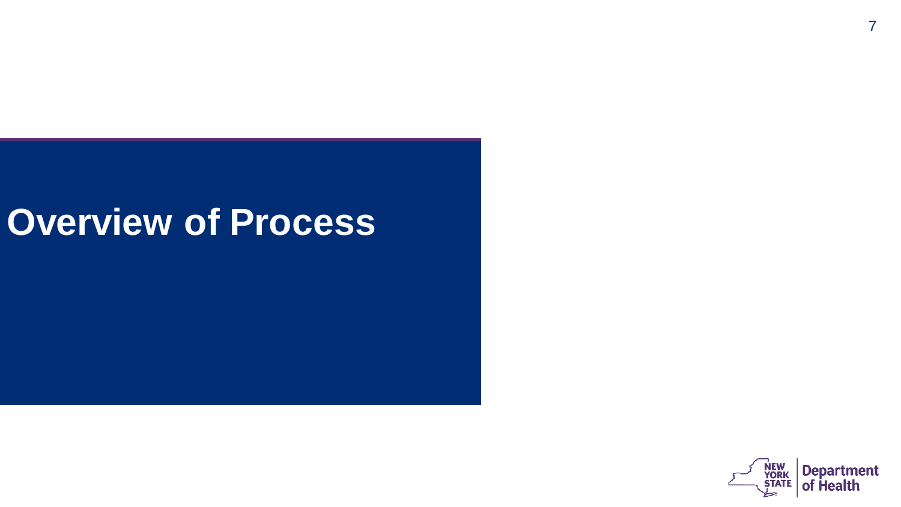# Overview of Process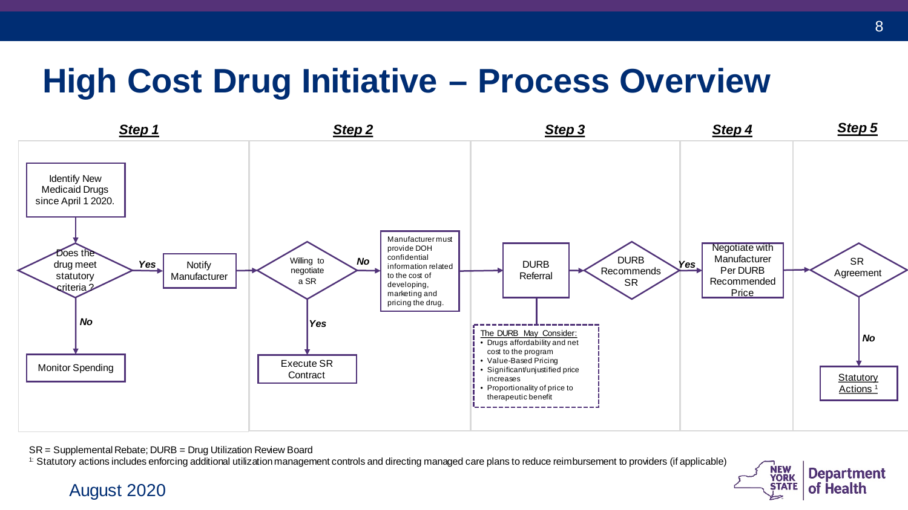# High Cost Drug Initiative – Process Overview

**Step 1**

- Identify New Medicaid Drugs since April 1 2020.
- Does the drug meet statutory criteria ?
  - *No* → Monitor Spending
  - *Yes* → Notify Manufacturer

**Step 2**

- Willing to negotiate a SR
  - *Yes* → Execute SR Contract
  - *No* → Manufacturer must provide DOH confidential information related to the cost of developing, marketing and pricing the drug.

**Step 3**

- DURB Referral
- DURB Recommends SR

The DURB May Consider:
- Drugs affordability and net cost to the program
- Value-Based Pricing
- Significant/unjustified price increases
- Proportionality of price to therapeutic benefit

**Step 4**

- *Yes* → Negotiate with Manufacturer Per DURB Recommended Price

**Step 5**

- SR Agreement
  - *No* → Statutory Actions [1]

SR = Supplemental Rebate; DURB = Drug Utilization Review Board

[1] Statutory actions includes enforcing additional utilization management controls and directing managed care plans to reduce reimbursement to providers (if applicable)

August 2020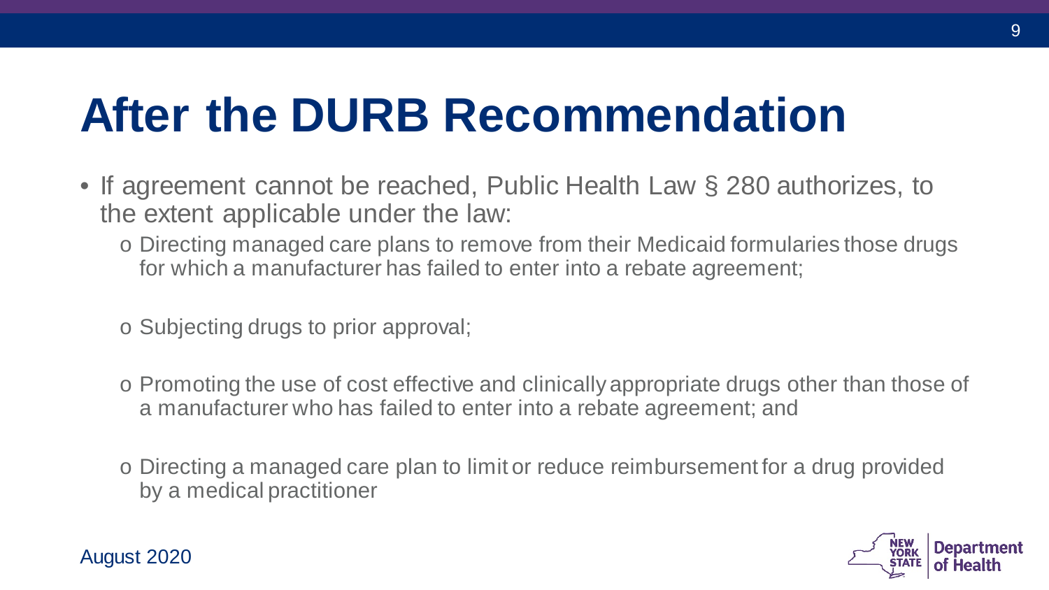# After the DURB Recommendation

- If agreement cannot be reached, Public Health Law § 280 authorizes, to the extent applicable under the law:
  - Directing managed care plans to remove from their Medicaid formularies those drugs for which a manufacturer has failed to enter into a rebate agreement;
  - Subjecting drugs to prior approval;
  - Promoting the use of cost effective and clinically appropriate drugs other than those of a manufacturer who has failed to enter into a rebate agreement; and
  - Directing a managed care plan to limit or reduce reimbursement for a drug provided by a medical practitioner

August 2020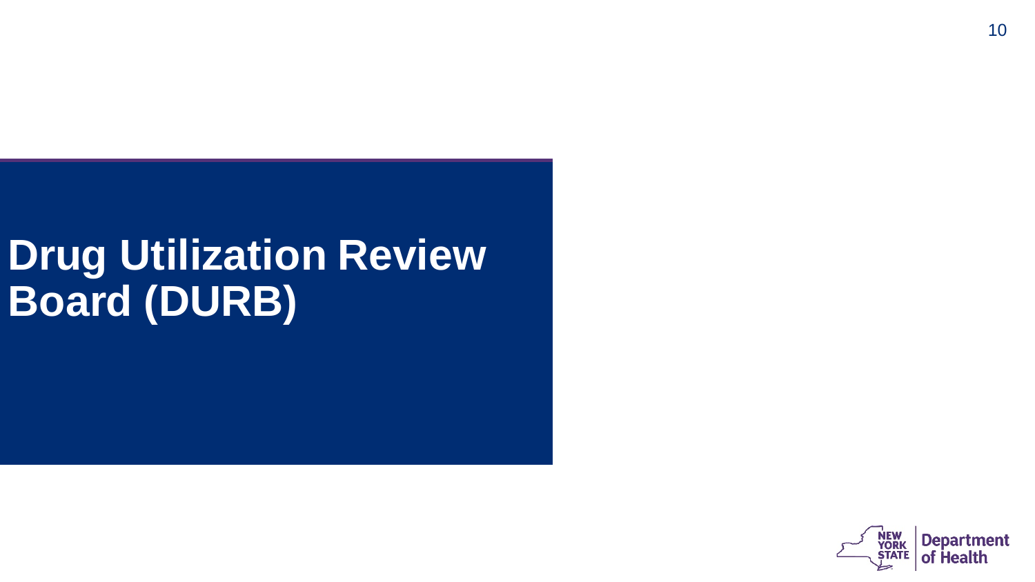# Drug Utilization Review Board (DURB)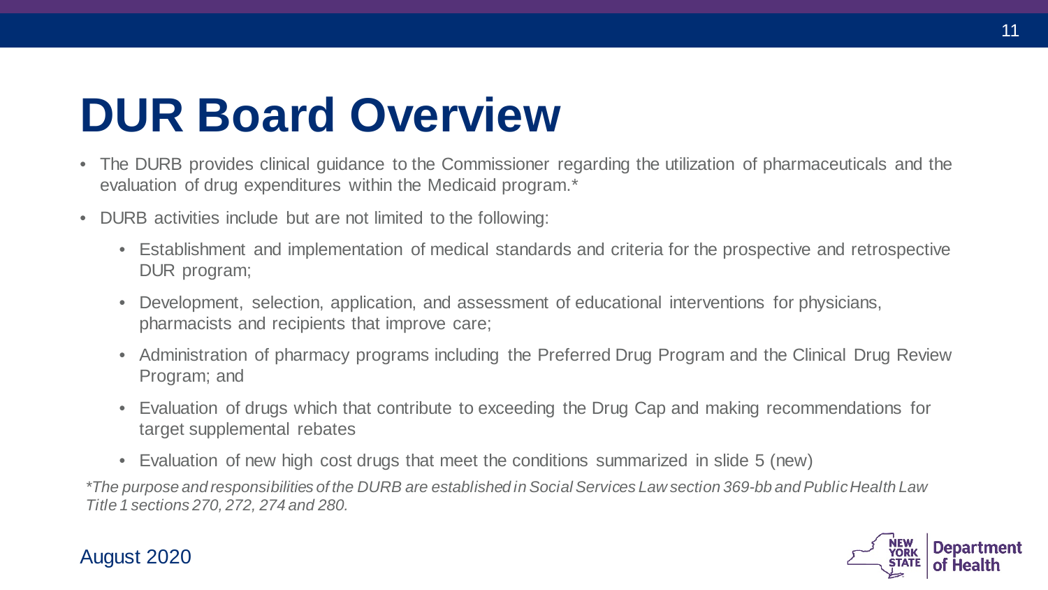# DUR Board Overview

- The DURB provides clinical guidance to the Commissioner regarding the utilization of pharmaceuticals and the evaluation of drug expenditures within the Medicaid program.*
- DURB activities include but are not limited to the following:
  - Establishment and implementation of medical standards and criteria for the prospective and retrospective DUR program;
  - Development, selection, application, and assessment of educational interventions for physicians, pharmacists and recipients that improve care;
  - Administration of pharmacy programs including the Preferred Drug Program and the Clinical Drug Review Program; and
  - Evaluation of drugs which that contribute to exceeding the Drug Cap and making recommendations for target supplemental rebates
  - Evaluation of new high cost drugs that meet the conditions summarized in slide 5 (new)

*\*The purpose and responsibilities of the DURB are established in Social Services Law section 369-bb and Public Health Law Title 1 sections 270, 272, 274 and 280.*

August 2020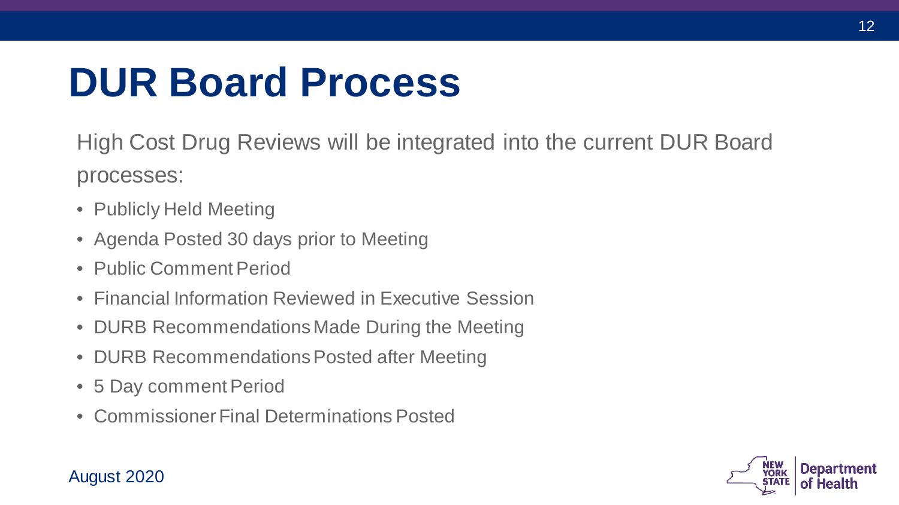# DUR Board Process

High Cost Drug Reviews will be integrated into the current DUR Board processes:

- Publicly Held Meeting
- Agenda Posted 30 days prior to Meeting
- Public Comment Period
- Financial Information Reviewed in Executive Session
- DURB Recommendations Made During the Meeting
- DURB Recommendations Posted after Meeting
- 5 Day comment Period
- Commissioner Final Determinations Posted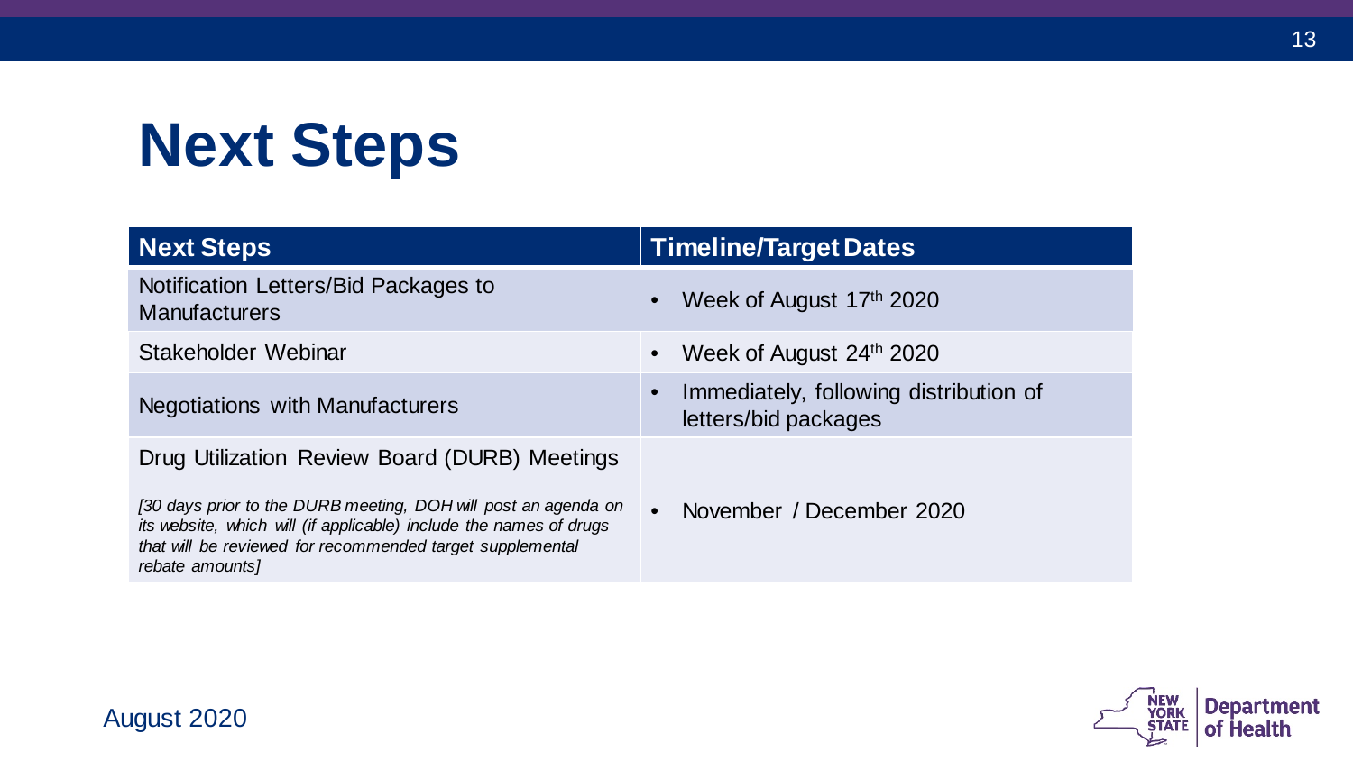# Next Steps

| Next Steps | Timeline/Target Dates |
| --- | --- |
| Notification Letters/Bid Packages to Manufacturers | • Week of August 17th 2020 |
| Stakeholder Webinar | • Week of August 24th 2020 |
| Negotiations with Manufacturers | • Immediately, following distribution of letters/bid packages |
| Drug Utilization Review Board (DURB) Meetings<br><br>*[30 days prior to the DURB meeting, DOH will post an agenda on its website, which will (if applicable) include the names of drugs that will be reviewed for recommended target supplemental rebate amounts]* | • November / December 2020 |

August 2020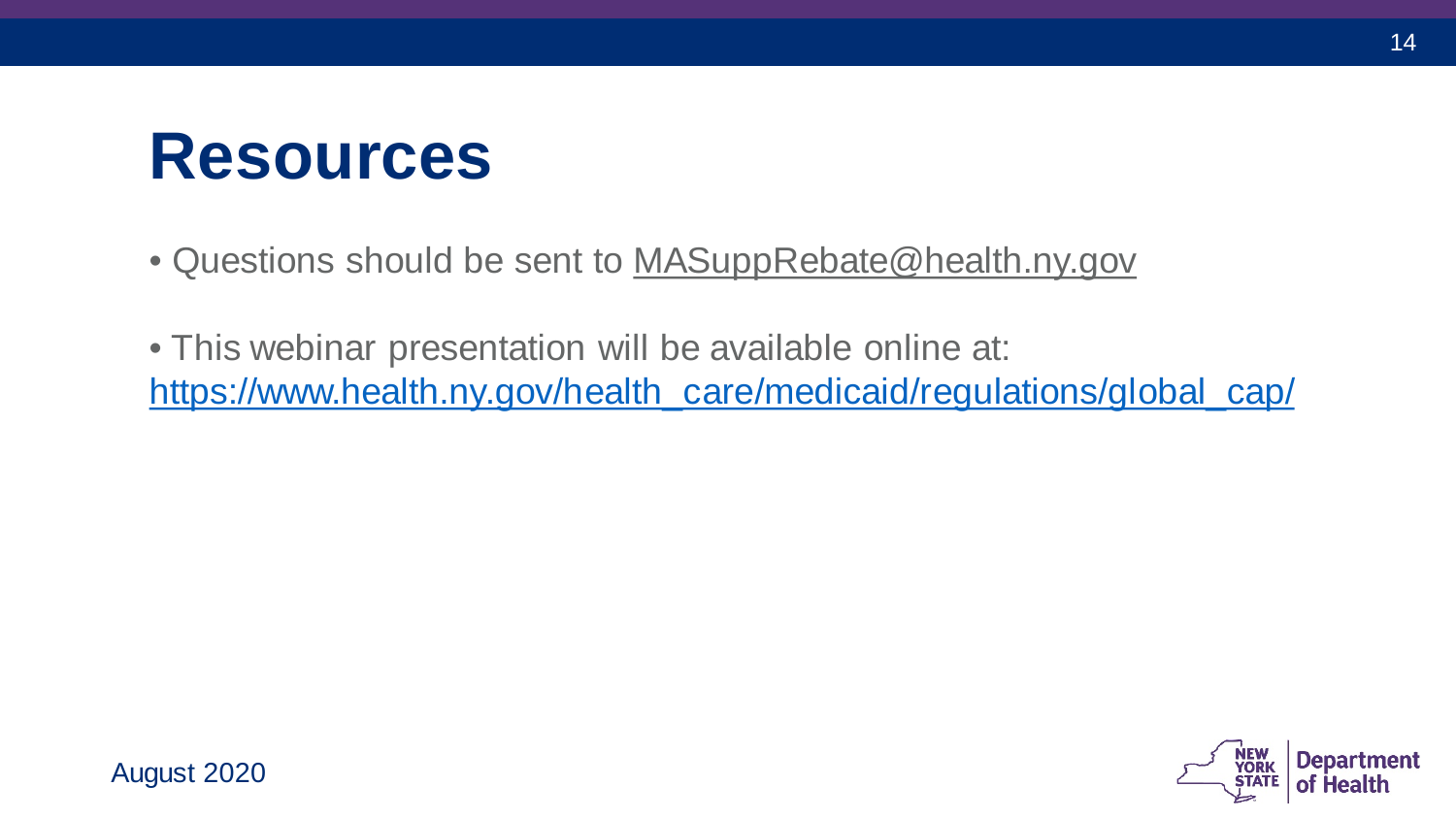# Resources

- Questions should be sent to MASuppRebate@health.ny.gov
- This webinar presentation will be available online at: https://www.health.ny.gov/health_care/medicaid/regulations/global_cap/

August 2020